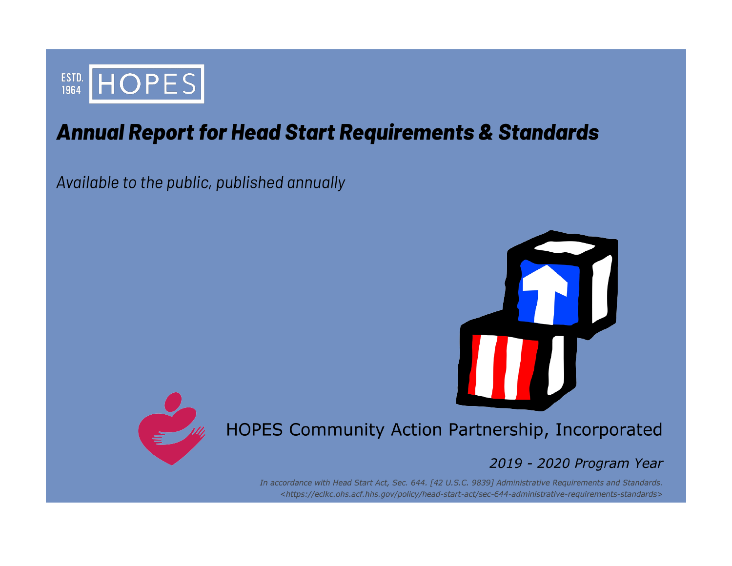ESTD. 1964 HOPES

# Annual Report for Head Start Requirements & Standards

*Available to the public, published annually*

HOPES Community Action Partnership, Incorporated

*2019 - 2020 Program Year*

*In accordance with Head Start Act, Sec. 644. [42 U.S.C. 9839] Administrative Requirements and Standards. <https://eclkc.ohs.acf.hhs.gov/policy/head-start-act/sec-644-administrative-requirements-standards>*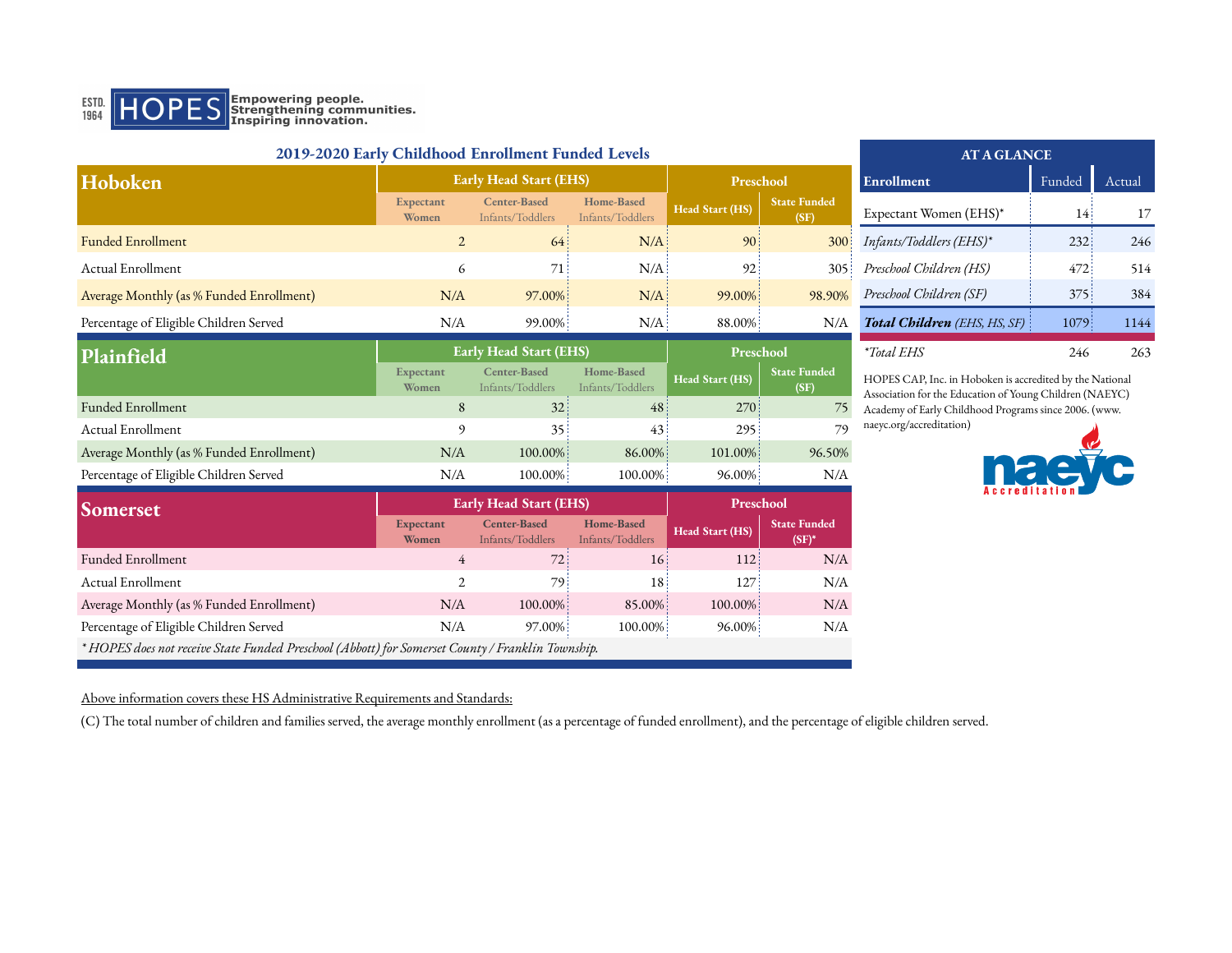ESTD. 1964 HOPES Empowering people. Strengthening communities. Inspiring innovation.

## 2019-2020 Early Childhood Enrollment Funded Levels

| Hoboken | Early Head Start (EHS) | | | Preschool | |
|---|---|---|---|---|---|
| | Expectant Women | Center-Based Infants/Toddlers | Home-Based Infants/Toddlers | Head Start (HS) | State Funded (SF) |
| Funded Enrollment | 2 | 64 | N/A | 90 | 300 |
| Actual Enrollment | 6 | 71 | N/A | 92 | 305 |
| Average Monthly (as % Funded Enrollment) | N/A | 97.00% | N/A | 99.00% | 98.90% |
| Percentage of Eligible Children Served | N/A | 99.00% | N/A | 88.00% | N/A |

| Plainfield | Early Head Start (EHS) | | | Preschool | |
|---|---|---|---|---|---|
| | Expectant Women | Center-Based Infants/Toddlers | Home-Based Infants/Toddlers | Head Start (HS) | State Funded (SF) |
| Funded Enrollment | 8 | 32 | 48 | 270 | 75 |
| Actual Enrollment | 9 | 35 | 43 | 295 | 79 |
| Average Monthly (as % Funded Enrollment) | N/A | 100.00% | 86.00% | 101.00% | 96.50% |
| Percentage of Eligible Children Served | N/A | 100.00% | 100.00% | 96.00% | N/A |

| Somerset | Early Head Start (EHS) | | | Preschool | |
|---|---|---|---|---|---|
| | Expectant Women | Center-Based Infants/Toddlers | Home-Based Infants/Toddlers | Head Start (HS) | State Funded (SF)* |
| Funded Enrollment | 4 | 72 | 16 | 112 | N/A |
| Actual Enrollment | 2 | 79 | 18 | 127 | N/A |
| Average Monthly (as % Funded Enrollment) | N/A | 100.00% | 85.00% | 100.00% | N/A |
| Percentage of Eligible Children Served | N/A | 97.00% | 100.00% | 96.00% | N/A |

*\* HOPES does not receive State Funded Preschool (Abbott) for Somerset County / Franklin Township.*

### AT A GLANCE

| Enrollment | Funded | Actual |
|---|---|---|
| Expectant Women (EHS)* | 14 | 17 |
| *Infants/Toddlers (EHS)** | 232 | 246 |
| *Preschool Children (HS)* | 472 | 514 |
| *Preschool Children (SF)* | 375 | 384 |
| ***Total Children** (EHS, HS, SF)* | 1079 | 1144 |
| *\*Total EHS* | 246 | 263 |

HOPES CAP, Inc. in Hoboken is accredited by the National Association for the Education of Young Children (NAEYC) Academy of Early Childhood Programs since 2006. (www.naeyc.org/accreditation)

naeyc Accreditation

Above information covers these HS Administrative Requirements and Standards:

(C) The total number of children and families served, the average monthly enrollment (as a percentage of funded enrollment), and the percentage of eligible children served.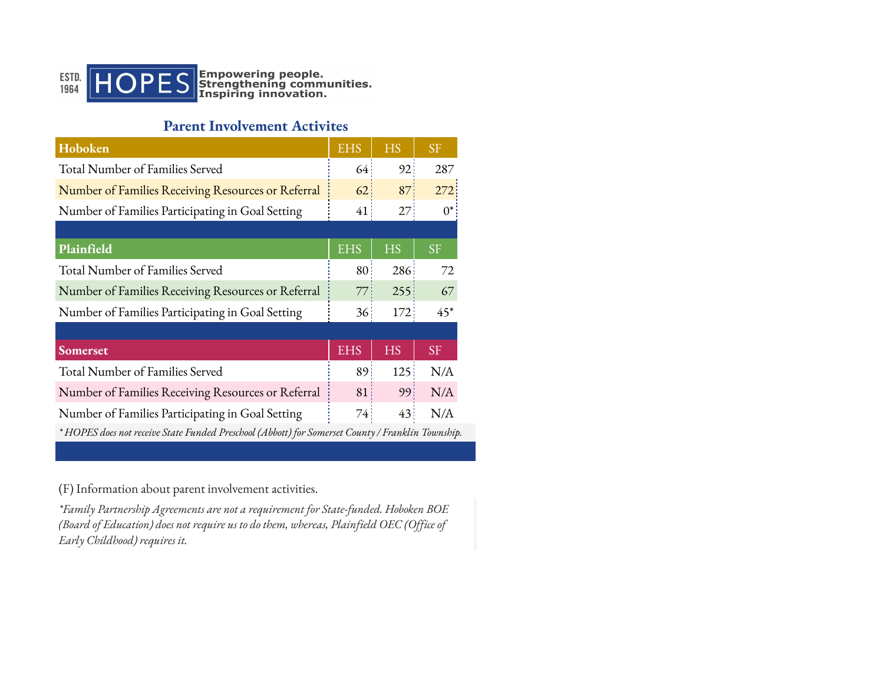ESTD. 1964 HOPES Empowering people. Strengthening communities. Inspiring innovation.

## Parent Involvement Activites

| Hoboken | EHS | HS | SF |
|---|---|---|---|
| Total Number of Families Served | 64 | 92 | 287 |
| Number of Families Receiving Resources or Referral | 62 | 87 | 272 |
| Number of Families Participating in Goal Setting | 41 | 27 | 0* |

| Plainfield | EHS | HS | SF |
|---|---|---|---|
| Total Number of Families Served | 80 | 286 | 72 |
| Number of Families Receiving Resources or Referral | 77 | 255 | 67 |
| Number of Families Participating in Goal Setting | 36 | 172 | 45* |

| Somerset | EHS | HS | SF |
|---|---|---|---|
| Total Number of Families Served | 89 | 125 | N/A |
| Number of Families Receiving Resources or Referral | 81 | 99 | N/A |
| Number of Families Participating in Goal Setting | 74 | 43 | N/A |

*\* HOPES does not receive State Funded Preschool (Abbott) for Somerset County / Franklin Township.*

(F) Information about parent involvement activities.

*\*Family Partnership Agreements are not a requirement for State-funded. Hoboken BOE (Board of Education) does not require us to do them, whereas, Plainfield OEC (Office of Early Childhood) requires it.*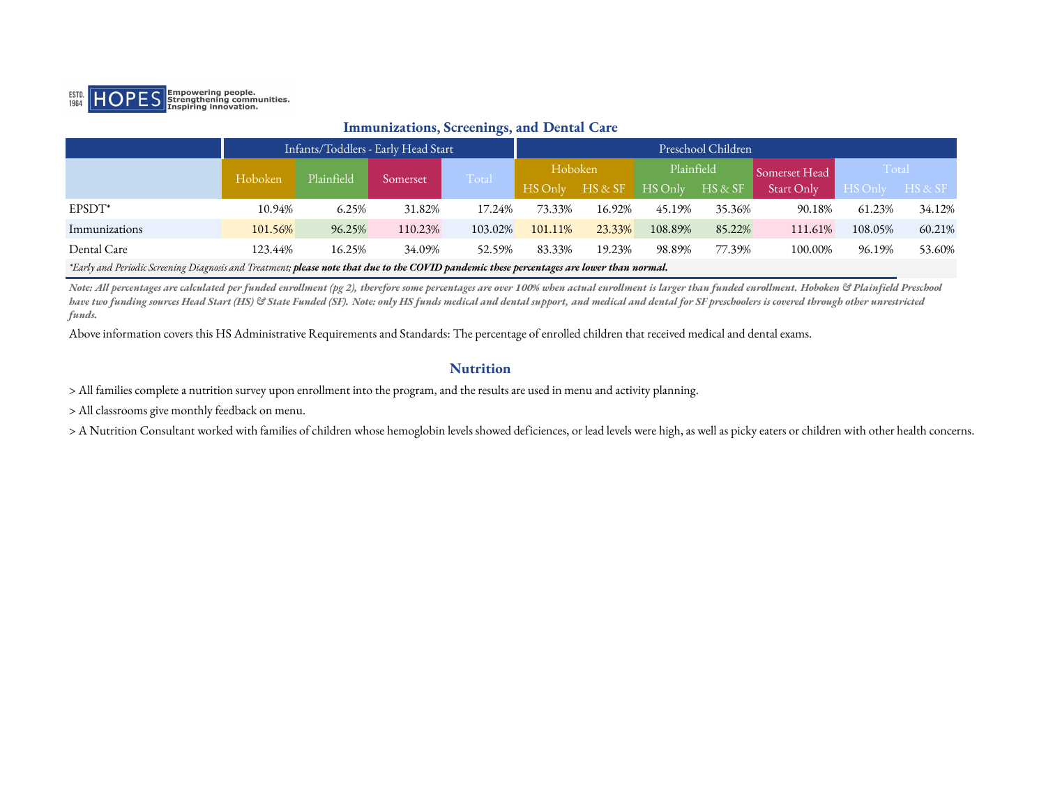ESTD. 1964 HOPES Empowering people. Strengthening communities. Inspiring innovation.

## Immunizations, Screenings, and Dental Care

| | Infants/Toddlers - Early Head Start | | | | Preschool Children | | | | | | |
|---|---|---|---|---|---|---|---|---|---|---|---|
| | Hoboken | Plainfield | Somerset | Total | Hoboken | | Plainfield | | Somerset Head Start Only | Total | |
| | | | | | HS Only | HS & SF | HS Only | HS & SF | | HS Only | HS & SF |
| EPSDT* | 10.94% | 6.25% | 31.82% | 17.24% | 73.33% | 16.92% | 45.19% | 35.36% | 90.18% | 61.23% | 34.12% |
| Immunizations | 101.56% | 96.25% | 110.23% | 103.02% | 101.11% | 23.33% | 108.89% | 85.22% | 111.61% | 108.05% | 60.21% |
| Dental Care | 123.44% | 16.25% | 34.09% | 52.59% | 83.33% | 19.23% | 98.89% | 77.39% | 100.00% | 96.19% | 53.60% |

*\*Early and Periodic Screening Diagnosis and Treatment;* ***please note that due to the COVID pandemic these percentages are lower than normal.***

***Note: All percentages are calculated per funded enrollment (pg 2), therefore some percentages are over 100% when actual enrollment is larger than funded enrollment. Hoboken & Plainfield Preschool have two funding sources Head Start (HS) & State Funded (SF). Note: only HS funds medical and dental support, and medical and dental for SF preschoolers is covered through other unrestricted funds.***

Above information covers this HS Administrative Requirements and Standards: The percentage of enrolled children that received medical and dental exams.

## Nutrition

> All families complete a nutrition survey upon enrollment into the program, and the results are used in menu and activity planning.

> All classrooms give monthly feedback on menu.

> A Nutrition Consultant worked with families of children whose hemoglobin levels showed deficiences, or lead levels were high, as well as picky eaters or children with other health concerns.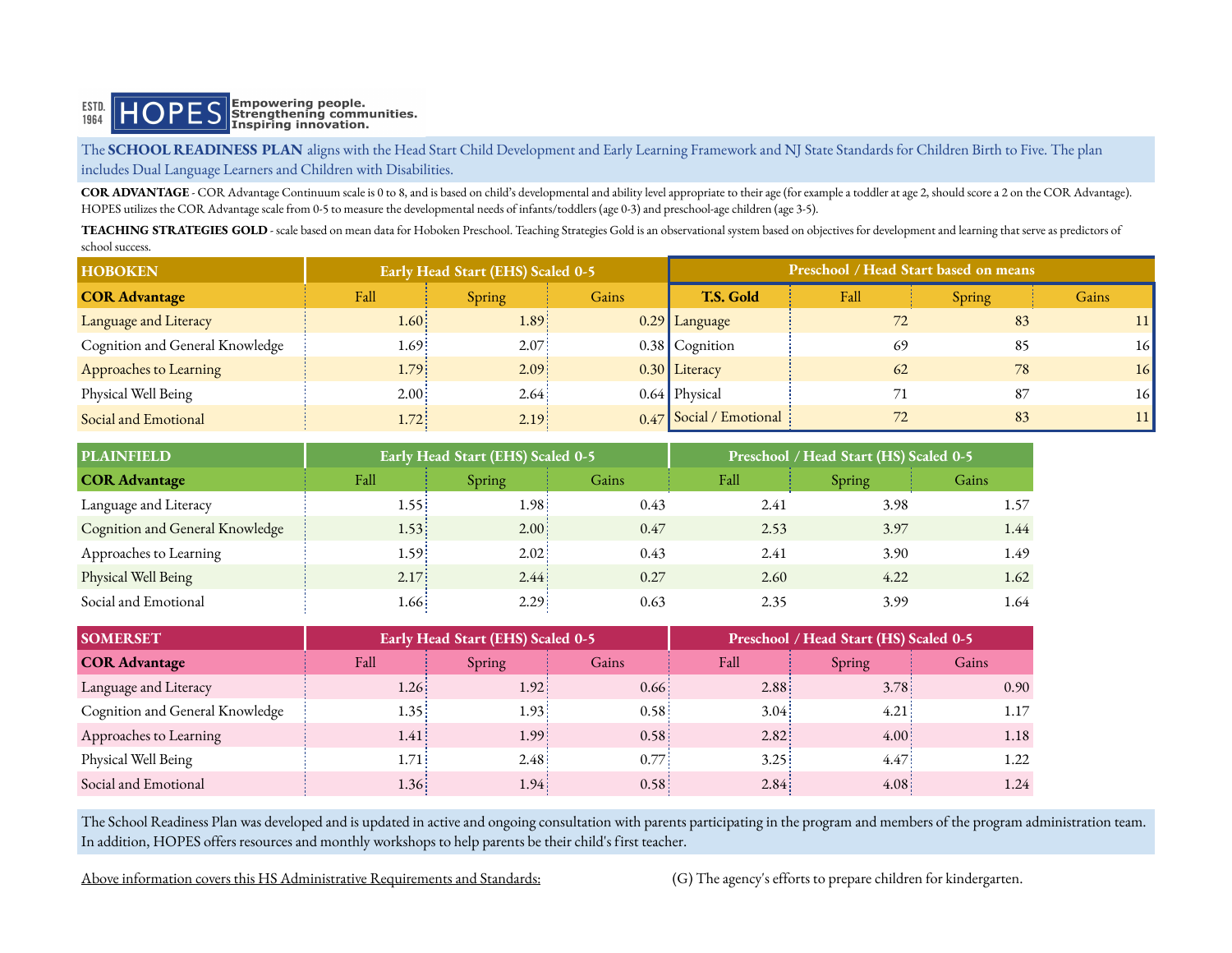ESTD. 1964 HOPES Empowering people. Strengthening communities. Inspiring innovation.

The **SCHOOL READINESS PLAN** aligns with the Head Start Child Development and Early Learning Framework and NJ State Standards for Children Birth to Five. The plan includes Dual Language Learners and Children with Disabilities.

**COR ADVANTAGE** - COR Advantage Continuum scale is 0 to 8, and is based on child's developmental and ability level appropriate to their age (for example a toddler at age 2, should score a 2 on the COR Advantage). HOPES utilizes the COR Advantage scale from 0-5 to measure the developmental needs of infants/toddlers (age 0-3) and preschool-age children (age 3-5).

**TEACHING STRATEGIES GOLD** - scale based on mean data for Hoboken Preschool. Teaching Strategies Gold is an observational system based on objectives for development and learning that serve as predictors of school success.

| HOBOKEN | Early Head Start (EHS) Scaled 0-5 | | | Preschool / Head Start based on means | | | |
|---|---|---|---|---|---|---|---|
| **COR Advantage** | Fall | Spring | Gains | **T.S. Gold** | Fall | Spring | Gains |
| Language and Literacy | 1.60 | 1.89 | 0.29 | Language | 72 | 83 | 11 |
| Cognition and General Knowledge | 1.69 | 2.07 | 0.38 | Cognition | 69 | 85 | 16 |
| Approaches to Learning | 1.79 | 2.09 | 0.30 | Literacy | 62 | 78 | 16 |
| Physical Well Being | 2.00 | 2.64 | 0.64 | Physical | 71 | 87 | 16 |
| Social and Emotional | 1.72 | 2.19 | 0.47 | Social / Emotional | 72 | 83 | 11 |

| PLAINFIELD | Early Head Start (EHS) Scaled 0-5 | | | Preschool / Head Start (HS) Scaled 0-5 | | |
|---|---|---|---|---|---|---|
| **COR Advantage** | Fall | Spring | Gains | Fall | Spring | Gains |
| Language and Literacy | 1.55 | 1.98 | 0.43 | 2.41 | 3.98 | 1.57 |
| Cognition and General Knowledge | 1.53 | 2.00 | 0.47 | 2.53 | 3.97 | 1.44 |
| Approaches to Learning | 1.59 | 2.02 | 0.43 | 2.41 | 3.90 | 1.49 |
| Physical Well Being | 2.17 | 2.44 | 0.27 | 2.60 | 4.22 | 1.62 |
| Social and Emotional | 1.66 | 2.29 | 0.63 | 2.35 | 3.99 | 1.64 |

| SOMERSET | Early Head Start (EHS) Scaled 0-5 | | | Preschool / Head Start (HS) Scaled 0-5 | | |
|---|---|---|---|---|---|---|
| **COR Advantage** | Fall | Spring | Gains | Fall | Spring | Gains |
| Language and Literacy | 1.26 | 1.92 | 0.66 | 2.88 | 3.78 | 0.90 |
| Cognition and General Knowledge | 1.35 | 1.93 | 0.58 | 3.04 | 4.21 | 1.17 |
| Approaches to Learning | 1.41 | 1.99 | 0.58 | 2.82 | 4.00 | 1.18 |
| Physical Well Being | 1.71 | 2.48 | 0.77 | 3.25 | 4.47 | 1.22 |
| Social and Emotional | 1.36 | 1.94 | 0.58 | 2.84 | 4.08 | 1.24 |

The School Readiness Plan was developed and is updated in active and ongoing consultation with parents participating in the program and members of the program administration team. In addition, HOPES offers resources and monthly workshops to help parents be their child's first teacher.

Above information covers this HS Administrative Requirements and Standards: (G) The agency's efforts to prepare children for kindergarten.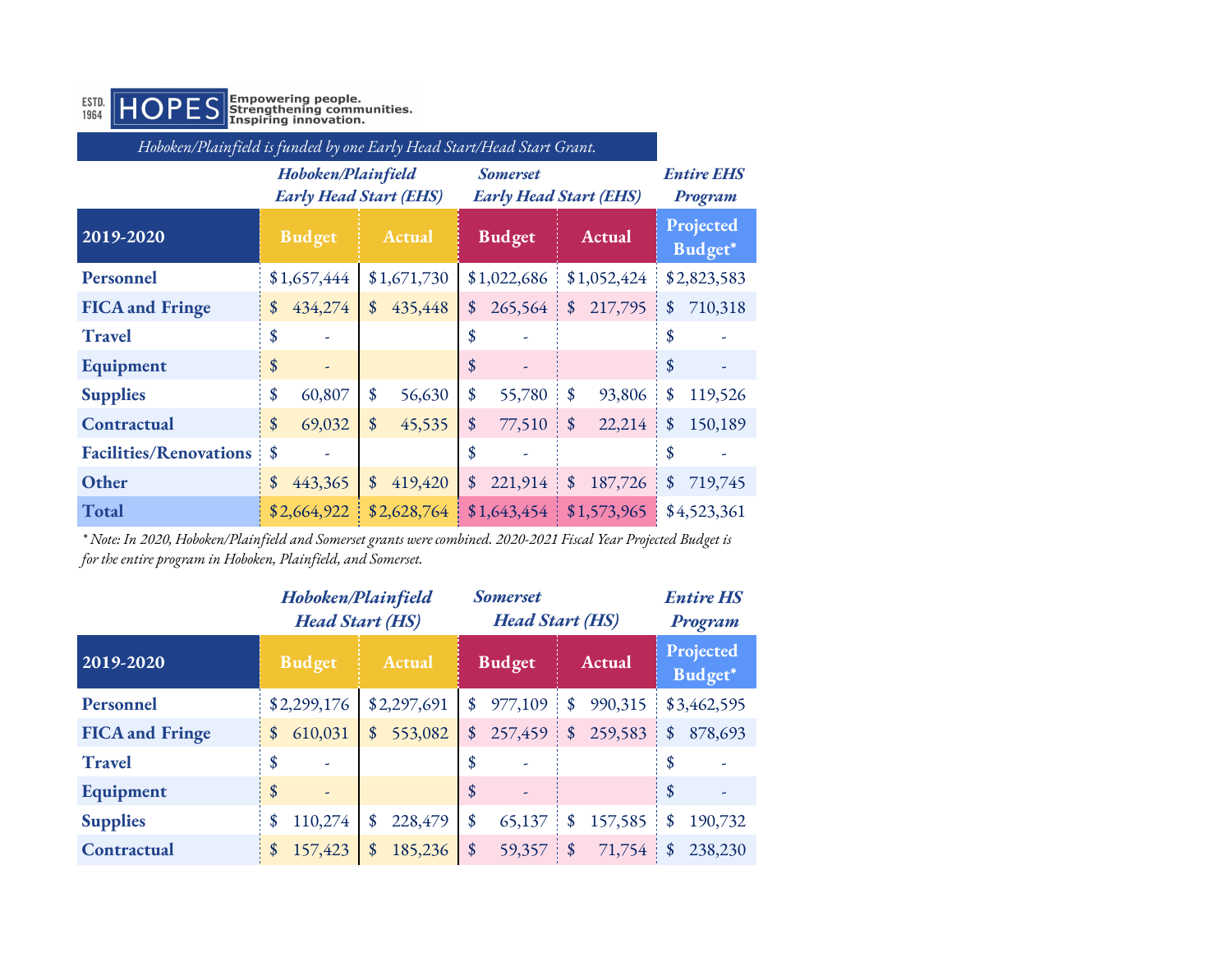ESTD. 1964 HOPES Empowering people. Strengthening communities. Inspiring innovation.

*Hoboken/Plainfield is funded by one Early Head Start/Head Start Grant.*

| | *Hoboken/Plainfield Early Head Start (EHS)* | | *Somerset Early Head Start (EHS)* | | *Entire EHS Program* |
|---|---|---|---|---|---|
| **2019-2020** | **Budget** | **Actual** | **Budget** | **Actual** | **Projected Budget*** |
| **Personnel** | $1,657,444 | $1,671,730 | $1,022,686 | $1,052,424 | $2,823,583 |
| **FICA and Fringe** | $ 434,274 | $ 435,448 | $ 265,564 | $ 217,795 | $ 710,318 |
| **Travel** | $ - | | $ - | | $ - |
| **Equipment** | $ - | | $ - | | $ - |
| **Supplies** | $ 60,807 | $ 56,630 | $ 55,780 | $ 93,806 | $ 119,526 |
| **Contractual** | $ 69,032 | $ 45,535 | $ 77,510 | $ 22,214 | $ 150,189 |
| **Facilities/Renovations** | $ - | | $ - | | $ - |
| **Other** | $ 443,365 | $ 419,420 | $ 221,914 | $ 187,726 | $ 719,745 |
| **Total** | $2,664,922 | $2,628,764 | $1,643,454 | $1,573,965 | $4,523,361 |

*\* Note: In 2020, Hoboken/Plainfield and Somerset grants were combined. 2020-2021 Fiscal Year Projected Budget is for the entire program in Hoboken, Plainfield, and Somerset.*

| | *Hoboken/Plainfield Head Start (HS)* | | *Somerset Head Start (HS)* | | *Entire HS Program* |
|---|---|---|---|---|---|
| **2019-2020** | **Budget** | **Actual** | **Budget** | **Actual** | **Projected Budget*** |
| **Personnel** | $2,299,176 | $2,297,691 | $ 977,109 | $ 990,315 | $3,462,595 |
| **FICA and Fringe** | $ 610,031 | $ 553,082 | $ 257,459 | $ 259,583 | $ 878,693 |
| **Travel** | $ - | | $ - | | $ - |
| **Equipment** | $ - | | $ - | | $ - |
| **Supplies** | $ 110,274 | $ 228,479 | $ 65,137 | $ 157,585 | $ 190,732 |
| **Contractual** | $ 157,423 | $ 185,236 | $ 59,357 | $ 71,754 | $ 238,230 |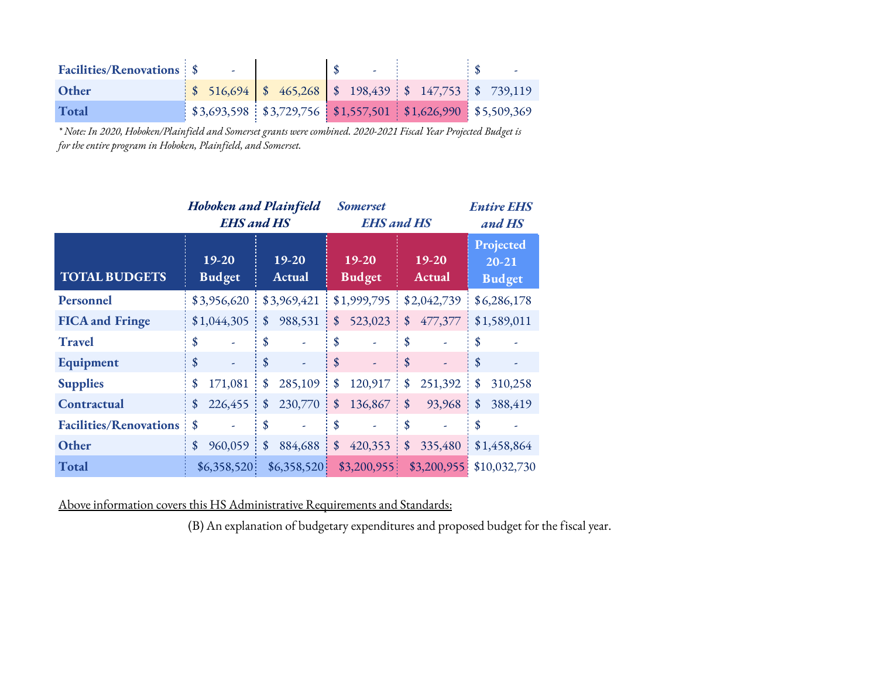| | | | | | |
|---|---|---|---|---|---|
| **Facilities/Renovations** | $ - | | $ - | | $ - |
| **Other** | $ 516,694 | $ 465,268 | $ 198,439 | $ 147,753 | $ 739,119 |
| **Total** | $3,693,598 | $3,729,756 | $1,557,501 | $1,626,990 | $5,509,369 |

*\* Note: In 2020, Hoboken/Plainfield and Somerset grants were combined. 2020-2021 Fiscal Year Projected Budget is for the entire program in Hoboken, Plainfield, and Somerset.*

| | ***Hoboken and Plainfield EHS and HS*** | | ***Somerset EHS and HS*** | | ***Entire EHS and HS*** |
|---|---|---|---|---|---|
| **TOTAL BUDGETS** | **19-20 Budget** | **19-20 Actual** | **19-20 Budget** | **19-20 Actual** | **Projected 20-21 Budget** |
| **Personnel** | $3,956,620 | $3,969,421 | $1,999,795 | $2,042,739 | $6,286,178 |
| **FICA and Fringe** | $1,044,305 | $ 988,531 | $ 523,023 | $ 477,377 | $1,589,011 |
| **Travel** | $ - | $ - | $ - | $ - | $ - |
| **Equipment** | $ - | $ - | $ - | $ - | $ - |
| **Supplies** | $ 171,081 | $ 285,109 | $ 120,917 | $ 251,392 | $ 310,258 |
| **Contractual** | $ 226,455 | $ 230,770 | $ 136,867 | $ 93,968 | $ 388,419 |
| **Facilities/Renovations** | $ - | $ - | $ - | $ - | $ - |
| **Other** | $ 960,059 | $ 884,688 | $ 420,353 | $ 335,480 | $1,458,864 |
| **Total** | $6,358,520 | $6,358,520 | $3,200,955 | $3,200,955 | $10,032,730 |

<u>Above information covers this HS Administrative Requirements and Standards:</u>

(B) An explanation of budgetary expenditures and proposed budget for the fiscal year.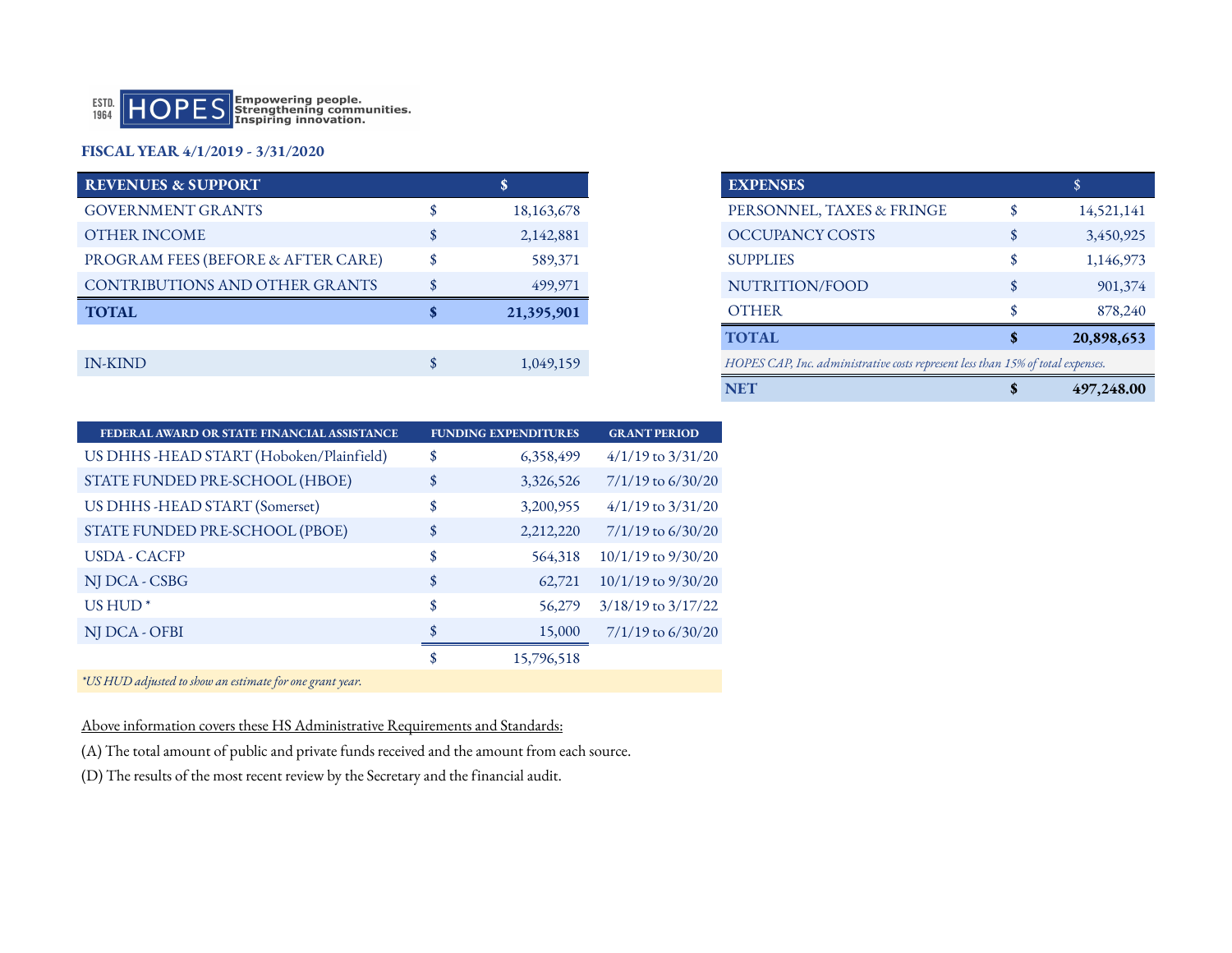ESTD. 1964 HOPES Empowering people. Strengthening communities. Inspiring innovation.

**FISCAL YEAR 4/1/2019 - 3/31/2020**

| REVENUES & SUPPORT | | $ |
|---|---|---|
| GOVERNMENT GRANTS | $ | 18,163,678 |
| OTHER INCOME | $ | 2,142,881 |
| PROGRAM FEES (BEFORE & AFTER CARE) | $ | 589,371 |
| CONTRIBUTIONS AND OTHER GRANTS | $ | 499,971 |
| **TOTAL** | **$** | **21,395,901** |
| | | |
| IN-KIND | $ | 1,049,159 |

| EXPENSES | | $ |
|---|---|---|
| PERSONNEL, TAXES & FRINGE | $ | 14,521,141 |
| OCCUPANCY COSTS | $ | 3,450,925 |
| SUPPLIES | $ | 1,146,973 |
| NUTRITION/FOOD | $ | 901,374 |
| OTHER | $ | 878,240 |
| **TOTAL** | **$** | **20,898,653** |
| *HOPES CAP, Inc. administrative costs represent less than 15% of total expenses.* | | |
| **NET** | **$** | **497,248.00** |

| FEDERAL AWARD OR STATE FINANCIAL ASSISTANCE | | FUNDING EXPENDITURES | GRANT PERIOD |
|---|---|---|---|
| US DHHS -HEAD START (Hoboken/Plainfield) | $ | 6,358,499 | 4/1/19 to 3/31/20 |
| STATE FUNDED PRE-SCHOOL (HBOE) | $ | 3,326,526 | 7/1/19 to 6/30/20 |
| US DHHS -HEAD START (Somerset) | $ | 3,200,955 | 4/1/19 to 3/31/20 |
| STATE FUNDED PRE-SCHOOL (PBOE) | $ | 2,212,220 | 7/1/19 to 6/30/20 |
| USDA - CACFP | $ | 564,318 | 10/1/19 to 9/30/20 |
| NJ DCA - CSBG | $ | 62,721 | 10/1/19 to 9/30/20 |
| US HUD * | $ | 56,279 | 3/18/19 to 3/17/22 |
| NJ DCA - OFBI | $ | 15,000 | 7/1/19 to 6/30/20 |
| | $ | 15,796,518 | |

*\*US HUD adjusted to show an estimate for one grant year.*

Above information covers these HS Administrative Requirements and Standards:

(A) The total amount of public and private funds received and the amount from each source.

(D) The results of the most recent review by the Secretary and the financial audit.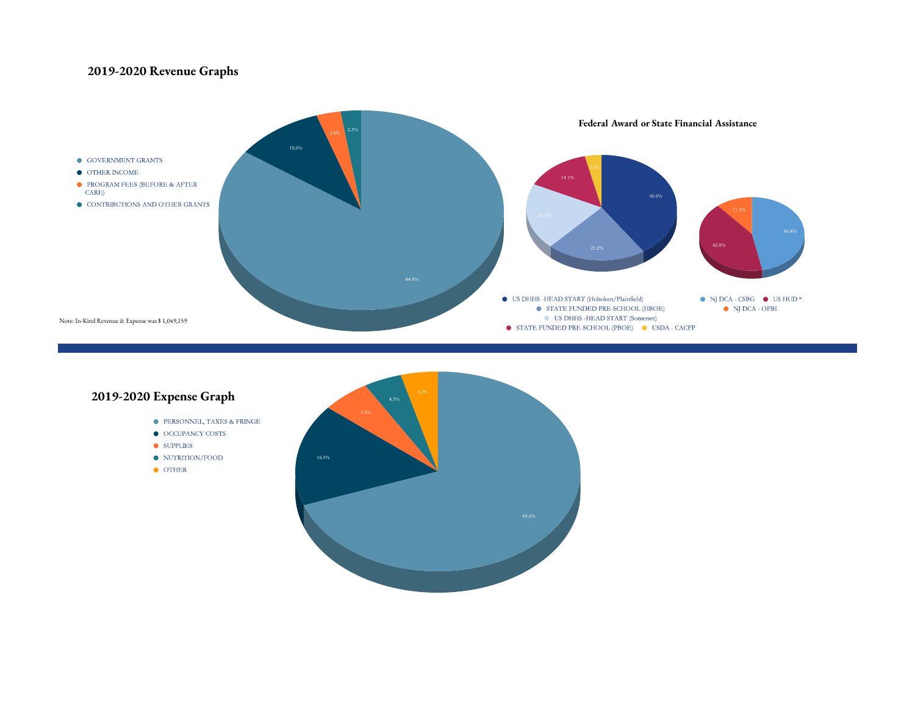## 2019-2020 Revenue Graphs

- GOVERNMENT GRANTS
- OTHER INCOME
- PROGRAM FEES (BEFORE & AFTER CARE)
- CONTRIBUTIONS AND OTHER GRANTS

84.9%
10.0%
2.8%
2.3%

Note: In-Kind Revenue & Expense was $ 1,049,159

### Federal Award or State Financial Assistance

40.6%
21.2%
20.4%
14.1%
3.6%

46.8%
42.0%
11.2%

- US DHHS -HEAD START (Hoboken/Plainfield)
- STATE FUNDED PRE-SCHOOL (HBOE)
- US DHHS -HEAD START (Somerset)
- STATE FUNDED PRE-SCHOOL (PBOE)
- USDA - CACFP

- NJ DCA - CSBG
- US HUD *
- NJ DCA - OFBI

## 2019-2020 Expense Graph

- PERSONNEL, TAXES & FRINGE
- OCCUPANCY COSTS
- SUPPLIES
- NUTRITION/FOOD
- OTHER

69.5%
16.5%
5.5%
4.3%
4.2%